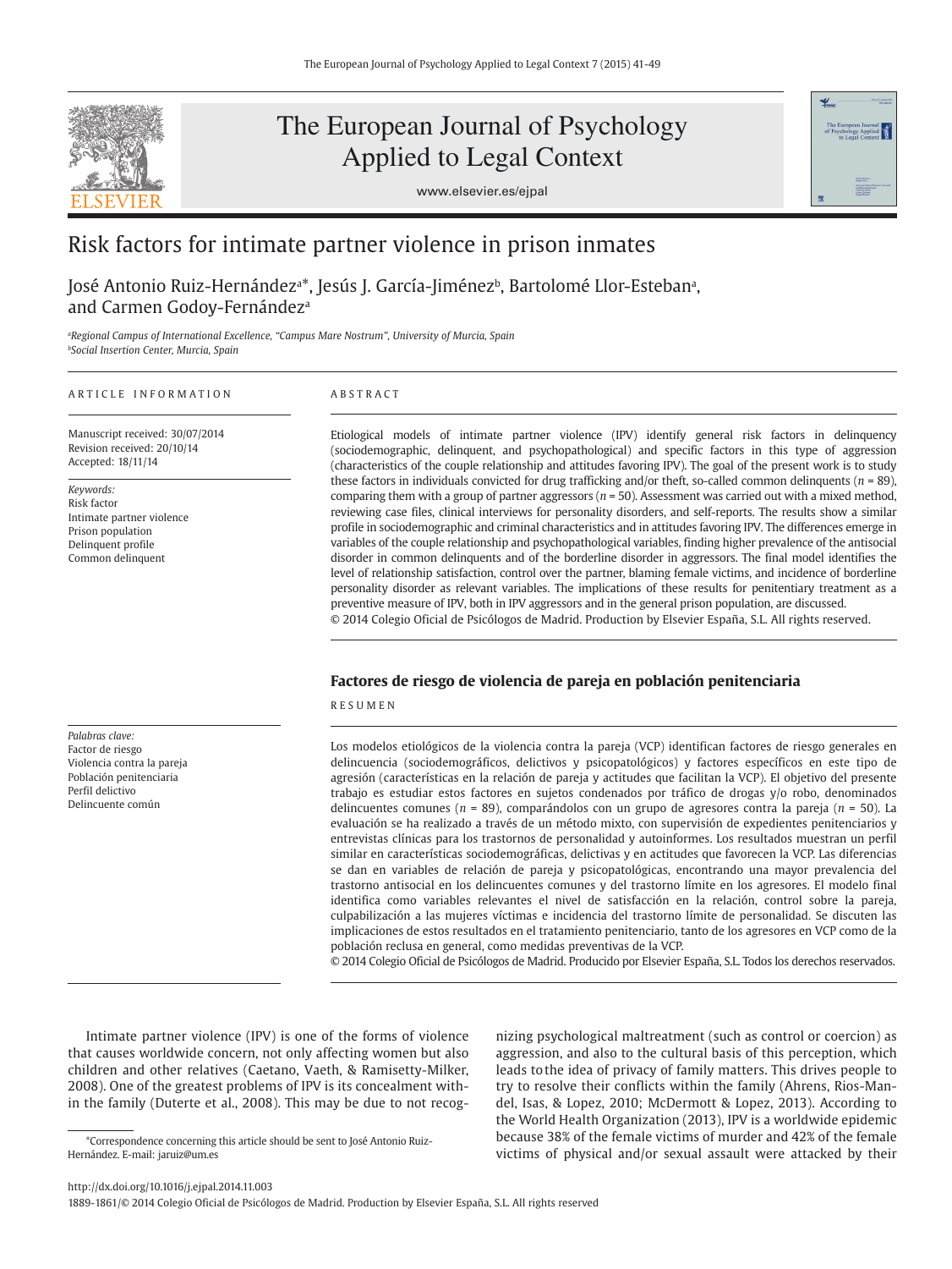# Risk factors for intimate partner violence in prison inmates

José Antonio Ruiz-Hernández[a]*, Jesús J. García-Jiménez[b], Bartolomé Llor-Esteban[a], and Carmen Godoy-Fernández[a]

[a]*Regional Campus of International Excellence, "Campus Mare Nostrum", University of Murcia, Spain*
[b]*Social Insertion Center, Murcia, Spain*

ARTICLE INFORMATION

Manuscript received: 30/07/2014
Revision received: 20/10/14
Accepted: 18/11/14

*Keywords:*
Risk factor
Intimate partner violence
Prison population
Delinquent profile
Common delinquent

ABSTRACT

Etiological models of intimate partner violence (IPV) identify general risk factors in delinquency (sociodemographic, delinquent, and psychopathological) and specific factors in this type of aggression (characteristics of the couple relationship and attitudes favoring IPV). The goal of the present work is to study these factors in individuals convicted for drug trafficking and/or theft, so-called common delinquents ($n$ = 89), comparing them with a group of partner aggressors ($n$ = 50). Assessment was carried out with a mixed method, reviewing case files, clinical interviews for personality disorders, and self-reports. The results show a similar profile in sociodemographic and criminal characteristics and in attitudes favoring IPV. The differences emerge in variables of the couple relationship and psychopathological variables, finding higher prevalence of the antisocial disorder in common delinquents and of the borderline disorder in aggressors. The final model identifies the level of relationship satisfaction, control over the partner, blaming female victims, and incidence of borderline personality disorder as relevant variables. The implications of these results for penitentiary treatment as a preventive measure of IPV, both in IPV aggressors and in the general prison population, are discussed.
© 2014 Colegio Oficial de Psicólogos de Madrid. Production by Elsevier España, S.L. All rights reserved.

## Factores de riesgo de violencia de pareja en población penitenciaria

*Palabras clave:*
Factor de riesgo
Violencia contra la pareja
Población penitenciaria
Perfil delictivo
Delincuente común

RESUMEN

Los modelos etiológicos de la violencia contra la pareja (VCP) identifican factores de riesgo generales en delincuencia (sociodemográficos, delictivos y psicopatológicos) y factores específicos en este tipo de agresión (características en la relación de pareja y actitudes que facilitan la VCP). El objetivo del presente trabajo es estudiar estos factores en sujetos condenados por tráfico de drogas y/o robo, denominados delincuentes comunes ($n$ = 89), comparándolos con un grupo de agresores contra la pareja ($n$ = 50). La evaluación se ha realizado a través de un método mixto, con supervisión de expedientes penitenciarios y entrevistas clínicas para los trastornos de personalidad y autoinformes. Los resultados muestran un perfil similar en características sociodemográficas, delictivas y en actitudes que favorecen la VCP. Las diferencias se dan en variables de relación de pareja y psicopatológicas, encontrando una mayor prevalencia del trastorno antisocial en los delincuentes comunes y del trastorno límite en los agresores. El modelo final identifica como variables relevantes el nivel de satisfacción en la relación, control sobre la pareja, culpabilización a las mujeres víctimas e incidencia del trastorno límite de personalidad. Se discuten las implicaciones de estos resultados en el tratamiento penitenciario, tanto de los agresores en VCP como de la población reclusa en general, como medidas preventivas de la VCP.
© 2014 Colegio Oficial de Psicólogos de Madrid. Producido por Elsevier España, S.L. Todos los derechos reservados.

Intimate partner violence (IPV) is one of the forms of violence that causes worldwide concern, not only affecting women but also children and other relatives (Caetano, Vaeth, & Ramisetty-Milker, 2008). One of the greatest problems of IPV is its concealment within the family (Duterte et al., 2008). This may be due to not recognizing psychological maltreatment (such as control or coercion) as aggression, and also to the cultural basis of this perception, which leads to the idea of privacy of family matters. This drives people to try to resolve their conflicts within the family (Ahrens, Rios-Mandel, Isas, & Lopez, 2010; McDermott & Lopez, 2013). According to the World Health Organization (2013), IPV is a worldwide epidemic because 38% of the female victims of murder and 42% of the female victims of physical and/or sexual assault were attacked by their

*Correspondence concerning this article should be sent to José Antonio Ruiz-Hernández. E-mail: jaruiz@um.es

http://dx.doi.org/10.1016/j.ejpal.2014.11.003
1889-1861/© 2014 Colegio Oficial de Psicólogos de Madrid. Production by Elsevier España, S.L. All rights reserved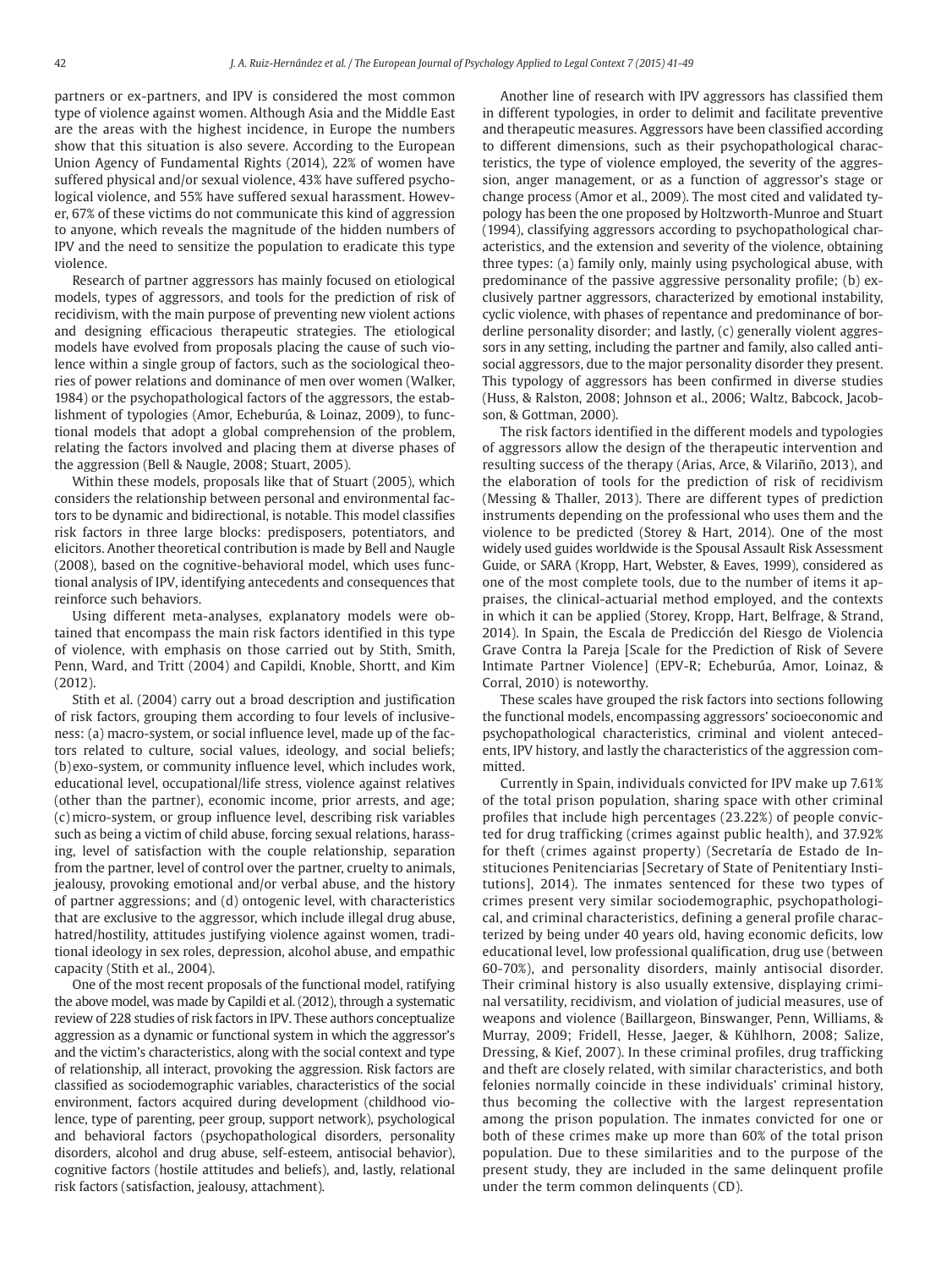partners or ex-partners, and IPV is considered the most common type of violence against women. Although Asia and the Middle East are the areas with the highest incidence, in Europe the numbers show that this situation is also severe. According to the European Union Agency of Fundamental Rights (2014), 22% of women have suffered physical and/or sexual violence, 43% have suffered psychological violence, and 55% have suffered sexual harassment. However, 67% of these victims do not communicate this kind of aggression to anyone, which reveals the magnitude of the hidden numbers of IPV and the need to sensitize the population to eradicate this type violence.

Research of partner aggressors has mainly focused on etiological models, types of aggressors, and tools for the prediction of risk of recidivism, with the main purpose of preventing new violent actions and designing efficacious therapeutic strategies. The etiological models have evolved from proposals placing the cause of such violence within a single group of factors, such as the sociological theories of power relations and dominance of men over women (Walker, 1984) or the psychopathological factors of the aggressors, the establishment of typologies (Amor, Echeburúa, & Loinaz, 2009), to functional models that adopt a global comprehension of the problem, relating the factors involved and placing them at diverse phases of the aggression (Bell & Naugle, 2008; Stuart, 2005).

Within these models, proposals like that of Stuart (2005), which considers the relationship between personal and environmental factors to be dynamic and bidirectional, is notable. This model classifies risk factors in three large blocks: predisposers, potentiators, and elicitors. Another theoretical contribution is made by Bell and Naugle (2008), based on the cognitive-behavioral model, which uses functional analysis of IPV, identifying antecedents and consequences that reinforce such behaviors.

Using different meta-analyses, explanatory models were obtained that encompass the main risk factors identified in this type of violence, with emphasis on those carried out by Stith, Smith, Penn, Ward, and Tritt (2004) and Capildi, Knoble, Shortt, and Kim (2012).

Stith et al. (2004) carry out a broad description and justification of risk factors, grouping them according to four levels of inclusiveness: (a) macro-system, or social influence level, made up of the factors related to culture, social values, ideology, and social beliefs; (b) exo-system, or community influence level, which includes work, educational level, occupational/life stress, violence against relatives (other than the partner), economic income, prior arrests, and age; (c) micro-system, or group influence level, describing risk variables such as being a victim of child abuse, forcing sexual relations, harassing, level of satisfaction with the couple relationship, separation from the partner, level of control over the partner, cruelty to animals, jealousy, provoking emotional and/or verbal abuse, and the history of partner aggressions; and (d) ontogenic level, with characteristics that are exclusive to the aggressor, which include illegal drug abuse, hatred/hostility, attitudes justifying violence against women, traditional ideology in sex roles, depression, alcohol abuse, and empathic capacity (Stith et al., 2004).

One of the most recent proposals of the functional model, ratifying the above model, was made by Capildi et al. (2012), through a systematic review of 228 studies of risk factors in IPV. These authors conceptualize aggression as a dynamic or functional system in which the aggressor's and the victim's characteristics, along with the social context and type of relationship, all interact, provoking the aggression. Risk factors are classified as sociodemographic variables, characteristics of the social environment, factors acquired during development (childhood violence, type of parenting, peer group, support network), psychological and behavioral factors (psychopathological disorders, personality disorders, alcohol and drug abuse, self-esteem, antisocial behavior), cognitive factors (hostile attitudes and beliefs), and, lastly, relational risk factors (satisfaction, jealousy, attachment).

Another line of research with IPV aggressors has classified them in different typologies, in order to delimit and facilitate preventive and therapeutic measures. Aggressors have been classified according to different dimensions, such as their psychopathological characteristics, the type of violence employed, the severity of the aggression, anger management, or as a function of aggressor's stage or change process (Amor et al., 2009). The most cited and validated typology has been the one proposed by Holtzworth-Munroe and Stuart (1994), classifying aggressors according to psychopathological characteristics, and the extension and severity of the violence, obtaining three types: (a) family only, mainly using psychological abuse, with predominance of the passive aggressive personality profile; (b) exclusively partner aggressors, characterized by emotional instability, cyclic violence, with phases of repentance and predominance of borderline personality disorder; and lastly, (c) generally violent aggressors in any setting, including the partner and family, also called antisocial aggressors, due to the major personality disorder they present. This typology of aggressors has been confirmed in diverse studies (Huss, & Ralston, 2008; Johnson et al., 2006; Waltz, Babcock, Jacobson, & Gottman, 2000).

The risk factors identified in the different models and typologies of aggressors allow the design of the therapeutic intervention and resulting success of the therapy (Arias, Arce, & Vilariño, 2013), and the elaboration of tools for the prediction of risk of recidivism (Messing & Thaller, 2013). There are different types of prediction instruments depending on the professional who uses them and the violence to be predicted (Storey & Hart, 2014). One of the most widely used guides worldwide is the Spousal Assault Risk Assessment Guide, or SARA (Kropp, Hart, Webster, & Eaves, 1999), considered as one of the most complete tools, due to the number of items it appraises, the clinical-actuarial method employed, and the contexts in which it can be applied (Storey, Kropp, Hart, Belfrage, & Strand, 2014). In Spain, the Escala de Predicción del Riesgo de Violencia Grave Contra la Pareja [Scale for the Prediction of Risk of Severe Intimate Partner Violence] (EPV-R; Echeburúa, Amor, Loinaz, & Corral, 2010) is noteworthy.

These scales have grouped the risk factors into sections following the functional models, encompassing aggressors' socioeconomic and psychopathological characteristics, criminal and violent antecedents, IPV history, and lastly the characteristics of the aggression committed.

Currently in Spain, individuals convicted for IPV make up 7.61% of the total prison population, sharing space with other criminal profiles that include high percentages (23.22%) of people convicted for drug trafficking (crimes against public health), and 37.92% for theft (crimes against property) (Secretaría de Estado de Instituciones Penitenciarias [Secretary of State of Penitentiary Institutions], 2014). The inmates sentenced for these two types of crimes present very similar sociodemographic, psychopathological, and criminal characteristics, defining a general profile characterized by being under 40 years old, having economic deficits, low educational level, low professional qualification, drug use (between 60-70%), and personality disorders, mainly antisocial disorder. Their criminal history is also usually extensive, displaying criminal versatility, recidivism, and violation of judicial measures, use of weapons and violence (Baillargeon, Binswanger, Penn, Williams, & Murray, 2009; Fridell, Hesse, Jaeger, & Kühlhorn, 2008; Salize, Dressing, & Kief, 2007). In these criminal profiles, drug trafficking and theft are closely related, with similar characteristics, and both felonies normally coincide in these individuals' criminal history, thus becoming the collective with the largest representation among the prison population. The inmates convicted for one or both of these crimes make up more than 60% of the total prison population. Due to these similarities and to the purpose of the present study, they are included in the same delinquent profile under the term common delinquents (CD).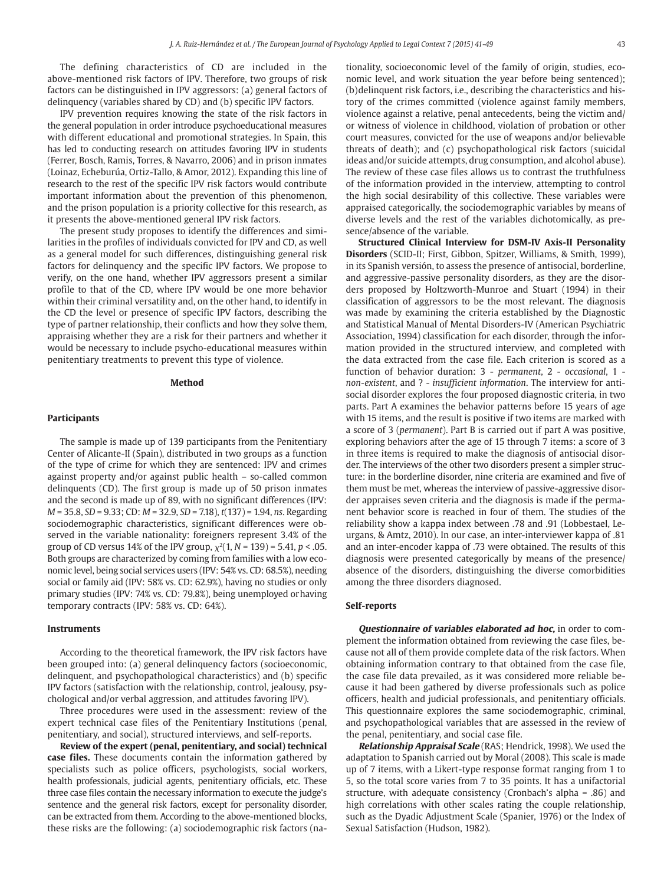The defining characteristics of CD are included in the above-mentioned risk factors of IPV. Therefore, two groups of risk factors can be distinguished in IPV aggressors: (a) general factors of delinquency (variables shared by CD) and (b) specific IPV factors.

IPV prevention requires knowing the state of the risk factors in the general population in order introduce psychoeducational measures with different educational and promotional strategies. In Spain, this has led to conducting research on attitudes favoring IPV in students (Ferrer, Bosch, Ramis, Torres, & Navarro, 2006) and in prison inmates (Loinaz, Echeburúa, Ortiz-Tallo, & Amor, 2012). Expanding this line of research to the rest of the specific IPV risk factors would contribute important information about the prevention of this phenomenon, and the prison population is a priority collective for this research, as it presents the above-mentioned general IPV risk factors.

The present study proposes to identify the differences and similarities in the profiles of individuals convicted for IPV and CD, as well as a general model for such differences, distinguishing general risk factors for delinquency and the specific IPV factors. We propose to verify, on the one hand, whether IPV aggressors present a similar profile to that of the CD, where IPV would be one more behavior within their criminal versatility and, on the other hand, to identify in the CD the level or presence of specific IPV factors, describing the type of partner relationship, their conflicts and how they solve them, appraising whether they are a risk for their partners and whether it would be necessary to include psycho-educational measures within penitentiary treatments to prevent this type of violence.

## Method

### Participants

The sample is made up of 139 participants from the Penitentiary Center of Alicante-II (Spain), distributed in two groups as a function of the type of crime for which they are sentenced: IPV and crimes against property and/or against public health – so-called common delinquents (CD). The first group is made up of 50 prison inmates and the second is made up of 89, with no significant differences (IPV: $M$ = 35.8, $SD$ = 9.33; CD: $M$ = 32.9, $SD$ = 7.18), $t(137)$ = 1.94, *ns*. Regarding sociodemographic characteristics, significant differences were observed in the variable nationality: foreigners represent 3.4% of the group of CD versus 14% of the IPV group, $\chi^2(1, N = 139) = 5.41$, $p < .05$. Both groups are characterized by coming from families with a low economic level, being social services users (IPV: 54% vs. CD: 68.5%), needing social or family aid (IPV: 58% vs. CD: 62.9%), having no studies or only primary studies (IPV: 74% vs. CD: 79.8%), being unemployed or having temporary contracts (IPV: 58% vs. CD: 64%).

### Instruments

According to the theoretical framework, the IPV risk factors have been grouped into: (a) general delinquency factors (socioeconomic, delinquent, and psychopathological characteristics) and (b) specific IPV factors (satisfaction with the relationship, control, jealousy, psychological and/or verbal aggression, and attitudes favoring IPV).

Three procedures were used in the assessment: review of the expert technical case files of the Penitentiary Institutions (penal, penitentiary, and social), structured interviews, and self-reports.

**Review of the expert (penal, penitentiary, and social) technical case files.** These documents contain the information gathered by specialists such as police officers, psychologists, social workers, health professionals, judicial agents, penitentiary officials, etc. These three case files contain the necessary information to execute the judge's sentence and the general risk factors, except for personality disorder, can be extracted from them. According to the above-mentioned blocks, these risks are the following: (a) sociodemographic risk factors (nationality, socioeconomic level of the family of origin, studies, economic level, and work situation the year before being sentenced); (b)delinquent risk factors, i.e., describing the characteristics and history of the crimes committed (violence against family members, violence against a relative, penal antecedents, being the victim and/or witness of violence in childhood, violation of probation or other court measures, convicted for the use of weapons and/or believable threats of death); and (c) psychopathological risk factors (suicidal ideas and/or suicide attempts, drug consumption, and alcohol abuse). The review of these case files allows us to contrast the truthfulness of the information provided in the interview, attempting to control the high social desirability of this collective. These variables were appraised categorically, the sociodemographic variables by means of diverse levels and the rest of the variables dichotomically, as presence/absence of the variable.

**Structured Clinical Interview for DSM-IV Axis-II Personality Disorders** (SCID-II; First, Gibbon, Spitzer, Williams, & Smith, 1999), in its Spanish versión, to assess the presence of antisocial, borderline, and aggressive-passive personality disorders, as they are the disorders proposed by Holtzworth-Munroe and Stuart (1994) in their classification of aggressors to be the most relevant. The diagnosis was made by examining the criteria established by the Diagnostic and Statistical Manual of Mental Disorders-IV (American Psychiatric Association, 1994) classification for each disorder, through the information provided in the structured interview, and completed with the data extracted from the case file. Each criterion is scored as a function of behavior duration: 3 - *permanent*, 2 - *occasional*, 1 - *non-existent*, and ? - *insufficient information*. The interview for antisocial disorder explores the four proposed diagnostic criteria, in two parts. Part A examines the behavior patterns before 15 years of age with 15 items, and the result is positive if two items are marked with a score of 3 (*permanent*). Part B is carried out if part A was positive, exploring behaviors after the age of 15 through 7 items: a score of 3 in three items is required to make the diagnosis of antisocial disorder. The interviews of the other two disorders present a simpler structure: in the borderline disorder, nine criteria are examined and five of them must be met, whereas the interview of passive-aggressive disorder appraises seven criteria and the diagnosis is made if the permanent behavior score is reached in four of them. The studies of the reliability show a kappa index between .78 and .91 (Lobbestael, Leurgans, & Amtz, 2010). In our case, an inter-interviewer kappa of .81 and an inter-encoder kappa of .73 were obtained. The results of this diagnosis were presented categorically by means of the presence/absence of the disorders, distinguishing the diverse comorbidities among the three disorders diagnosed.

### Self-reports

***Questionnaire of variables elaborated ad hoc,*** in order to complement the information obtained from reviewing the case files, because not all of them provide complete data of the risk factors. When obtaining information contrary to that obtained from the case file, the case file data prevailed, as it was considered more reliable because it had been gathered by diverse professionals such as police officers, health and judicial professionals, and penitentiary officials. This questionnaire explores the same sociodemographic, criminal, and psychopathological variables that are assessed in the review of the penal, penitentiary, and social case file.

***Relationship Appraisal Scale*** (RAS; Hendrick, 1998). We used the adaptation to Spanish carried out by Moral (2008). This scale is made up of 7 items, with a Likert-type response format ranging from 1 to 5, so the total score varies from 7 to 35 points. It has a unifactorial structure, with adequate consistency (Cronbach's alpha = .86) and high correlations with other scales rating the couple relationship, such as the Dyadic Adjustment Scale (Spanier, 1976) or the Index of Sexual Satisfaction (Hudson, 1982).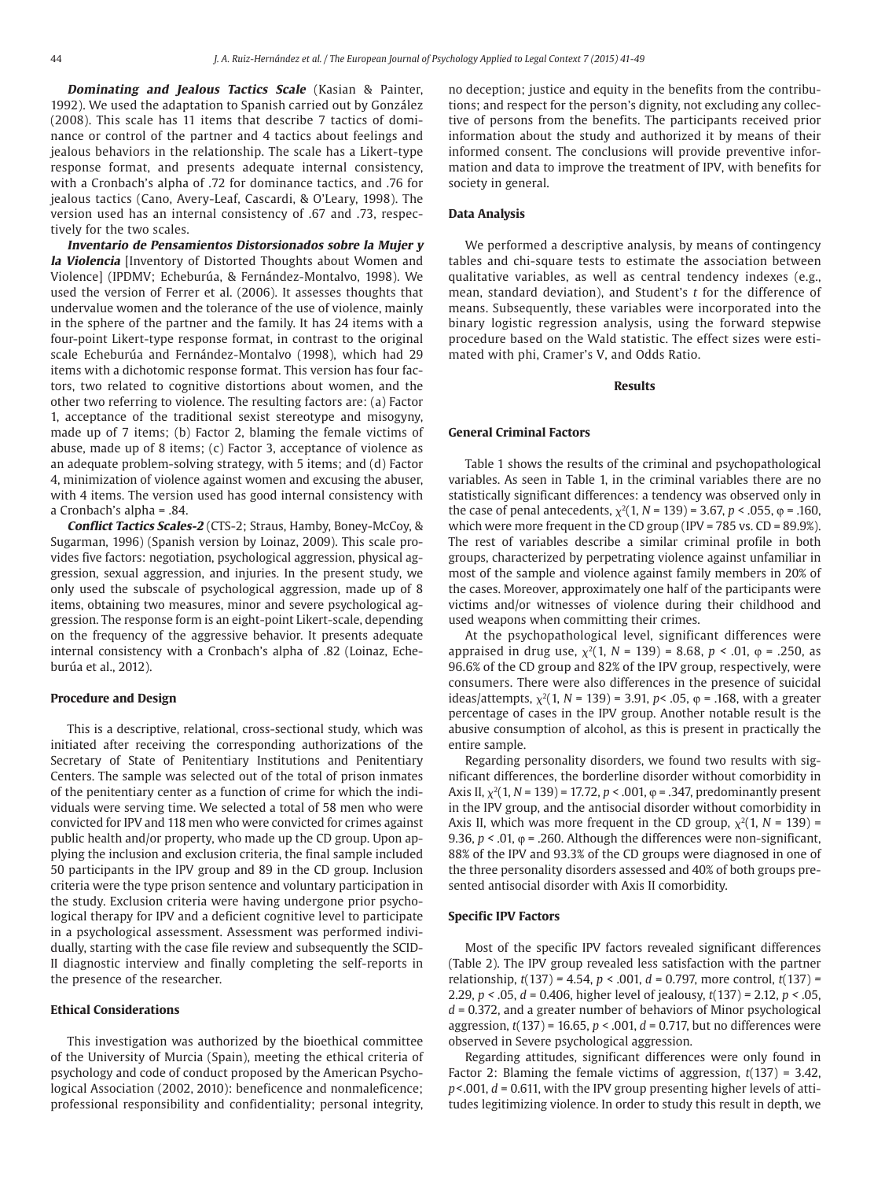***Dominating and Jealous Tactics Scale*** (Kasian & Painter, 1992). We used the adaptation to Spanish carried out by González (2008). This scale has 11 items that describe 7 tactics of dominance or control of the partner and 4 tactics about feelings and jealous behaviors in the relationship. The scale has a Likert-type response format, and presents adequate internal consistency, with a Cronbach's alpha of .72 for dominance tactics, and .76 for jealous tactics (Cano, Avery-Leaf, Cascardi, & O'Leary, 1998). The version used has an internal consistency of .67 and .73, respectively for the two scales.

***Inventario de Pensamientos Distorsionados sobre la Mujer y la Violencia*** [Inventory of Distorted Thoughts about Women and Violence] (IPDMV; Echeburúa, & Fernández-Montalvo, 1998). We used the version of Ferrer et al. (2006). It assesses thoughts that undervalue women and the tolerance of the use of violence, mainly in the sphere of the partner and the family. It has 24 items with a four-point Likert-type response format, in contrast to the original scale Echeburúa and Fernández-Montalvo (1998), which had 29 items with a dichotomic response format. This version has four factors, two related to cognitive distortions about women, and the other two referring to violence. The resulting factors are: (a) Factor 1, acceptance of the traditional sexist stereotype and misogyny, made up of 7 items; (b) Factor 2, blaming the female victims of abuse, made up of 8 items; (c) Factor 3, acceptance of violence as an adequate problem-solving strategy, with 5 items; and (d) Factor 4, minimization of violence against women and excusing the abuser, with 4 items. The version used has good internal consistency with a Cronbach's alpha = .84.

***Conflict Tactics Scales-2*** (CTS-2; Straus, Hamby, Boney-McCoy, & Sugarman, 1996) (Spanish version by Loinaz, 2009). This scale provides five factors: negotiation, psychological aggression, physical aggression, sexual aggression, and injuries. In the present study, we only used the subscale of psychological aggression, made up of 8 items, obtaining two measures, minor and severe psychological aggression. The response form is an eight-point Likert-scale, depending on the frequency of the aggressive behavior. It presents adequate internal consistency with a Cronbach's alpha of .82 (Loinaz, Echeburúa et al., 2012).

### Procedure and Design

This is a descriptive, relational, cross-sectional study, which was initiated after receiving the corresponding authorizations of the Secretary of State of Penitentiary Institutions and Penitentiary Centers. The sample was selected out of the total of prison inmates of the penitentiary center as a function of crime for which the individuals were serving time. We selected a total of 58 men who were convicted for IPV and 118 men who were convicted for crimes against public health and/or property, who made up the CD group. Upon applying the inclusion and exclusion criteria, the final sample included 50 participants in the IPV group and 89 in the CD group. Inclusion criteria were the type prison sentence and voluntary participation in the study. Exclusion criteria were having undergone prior psychological therapy for IPV and a deficient cognitive level to participate in a psychological assessment. Assessment was performed individually, starting with the case file review and subsequently the SCID-II diagnostic interview and finally completing the self-reports in the presence of the researcher.

### Ethical Considerations

This investigation was authorized by the bioethical committee of the University of Murcia (Spain), meeting the ethical criteria of psychology and code of conduct proposed by the American Psychological Association (2002, 2010): beneficence and nonmaleficence; professional responsibility and confidentiality; personal integrity, no deception; justice and equity in the benefits from the contributions; and respect for the person's dignity, not excluding any collective of persons from the benefits. The participants received prior information about the study and authorized it by means of their informed consent. The conclusions will provide preventive information and data to improve the treatment of IPV, with benefits for society in general.

### Data Analysis

We performed a descriptive analysis, by means of contingency tables and chi-square tests to estimate the association between qualitative variables, as well as central tendency indexes (e.g., mean, standard deviation), and Student's *t* for the difference of means. Subsequently, these variables were incorporated into the binary logistic regression analysis, using the forward stepwise procedure based on the Wald statistic. The effect sizes were estimated with phi, Cramer's V, and Odds Ratio.

## Results

### General Criminal Factors

Table 1 shows the results of the criminal and psychopathological variables. As seen in Table 1, in the criminal variables there are no statistically significant differences: a tendency was observed only in the case of penal antecedents, $\chi^2(1, N = 139) = 3.67$, $p < .055$, $\varphi = .160$, which were more frequent in the CD group (IPV = 785 vs. CD = 89.9%). The rest of variables describe a similar criminal profile in both groups, characterized by perpetrating violence against unfamiliar in most of the sample and violence against family members in 20% of the cases. Moreover, approximately one half of the participants were victims and/or witnesses of violence during their childhood and used weapons when committing their crimes.

At the psychopathological level, significant differences were appraised in drug use, $\chi^2(1, N = 139) = 8.68$, $p < .01$, $\varphi = .250$, as 96.6% of the CD group and 82% of the IPV group, respectively, were consumers. There were also differences in the presence of suicidal ideas/attempts, $\chi^2(1, N = 139) = 3.91$, $p < .05$, $\varphi = .168$, with a greater percentage of cases in the IPV group. Another notable result is the abusive consumption of alcohol, as this is present in practically the entire sample.

Regarding personality disorders, we found two results with significant differences, the borderline disorder without comorbidity in Axis II, $\chi^2(1, N = 139) = 17.72$, $p < .001$, $\varphi = .347$, predominantly present in the IPV group, and the antisocial disorder without comorbidity in Axis II, which was more frequent in the CD group, $\chi^2(1, N = 139) = 9.36$, $p < .01$, $\varphi = .260$. Although the differences were non-significant, 88% of the IPV and 93.3% of the CD groups were diagnosed in one of the three personality disorders assessed and 40% of both groups presented antisocial disorder with Axis II comorbidity.

### Specific IPV Factors

Most of the specific IPV factors revealed significant differences (Table 2). The IPV group revealed less satisfaction with the partner relationship, $t(137) = 4.54$, $p < .001$, $d = 0.797$, more control, $t(137) = 2.29$, $p < .05$, $d = 0.406$, higher level of jealousy, $t(137) = 2.12$, $p < .05$, $d = 0.372$, and a greater number of behaviors of Minor psychological aggression, $t(137) = 16.65$, $p < .001$, $d = 0.717$, but no differences were observed in Severe psychological aggression.

Regarding attitudes, significant differences were only found in Factor 2: Blaming the female victims of aggression, $t(137) = 3.42$, $p < .001$, $d = 0.611$, with the IPV group presenting higher levels of attitudes legitimizing violence. In order to study this result in depth, we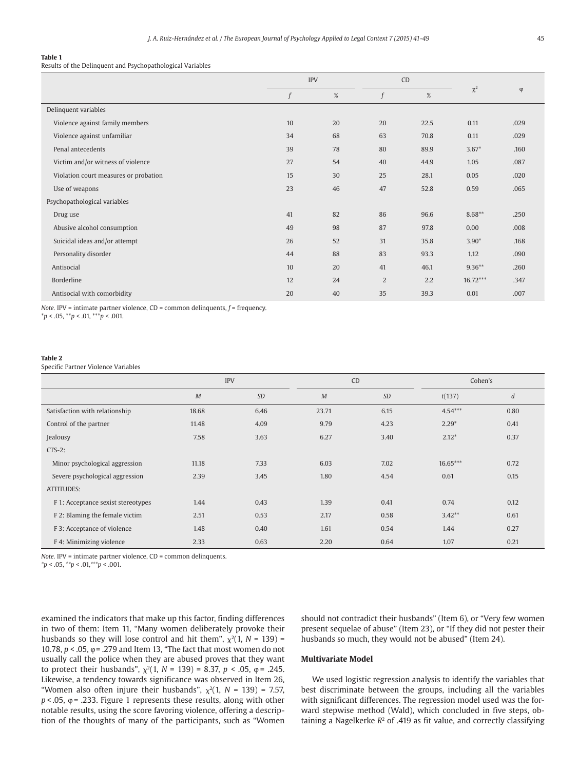**Table 1**
Results of the Delinquent and Psychopathological Variables

| | IPV | | CD | | $\chi^2$ | φ |
|---|---|---|---|---|---|---|
| | *f* | % | *f* | % | | |
| Delinquent variables | | | | | | |
| Violence against family members | 10 | 20 | 20 | 22.5 | 0.11 | .029 |
| Violence against unfamiliar | 34 | 68 | 63 | 70.8 | 0.11 | .029 |
| Penal antecedents | 39 | 78 | 80 | 89.9 | 3.67* | .160 |
| Victim and/or witness of violence | 27 | 54 | 40 | 44.9 | 1.05 | .087 |
| Violation court measures or probation | 15 | 30 | 25 | 28.1 | 0.05 | .020 |
| Use of weapons | 23 | 46 | 47 | 52.8 | 0.59 | .065 |
| Psychopathological variables | | | | | | |
| Drug use | 41 | 82 | 86 | 96.6 | 8.68** | .250 |
| Abusive alcohol consumption | 49 | 98 | 87 | 97.8 | 0.00 | .008 |
| Suicidal ideas and/or attempt | 26 | 52 | 31 | 35.8 | 3.90* | .168 |
| Personality disorder | 44 | 88 | 83 | 93.3 | 1.12 | .090 |
| Antisocial | 10 | 20 | 41 | 46.1 | 9.36** | .260 |
| Borderline | 12 | 24 | 2 | 2.2 | 16.72*** | .347 |
| Antisocial with comorbidity | 20 | 40 | 35 | 39.3 | 0.01 | .007 |

*Note.* IPV = intimate partner violence, CD = common delinquents, *f* = frequency.
*$p$ < .05, **$p$ < .01, ***$p$ < .001.

**Table 2**
Specific Partner Violence Variables

| | IPV | | CD | | Cohen's | |
|---|---|---|---|---|---|---|
| | *M* | *SD* | *M* | *SD* | *t*(137) | *d* |
| Satisfaction with relationship | 18.68 | 6.46 | 23.71 | 6.15 | 4.54*** | 0.80 |
| Control of the partner | 11.48 | 4.09 | 9.79 | 4.23 | 2.29* | 0.41 |
| Jealousy | 7.58 | 3.63 | 6.27 | 3.40 | 2.12* | 0.37 |
| CTS-2: | | | | | | |
| Minor psychological aggression | 11.18 | 7.33 | 6.03 | 7.02 | 16.65*** | 0.72 |
| Severe psychological aggression | 2.39 | 3.45 | 1.80 | 4.54 | 0.61 | 0.15 |
| ATTITUDES: | | | | | | |
| F 1: Acceptance sexist stereotypes | 1.44 | 0.43 | 1.39 | 0.41 | 0.74 | 0.12 |
| F 2: Blaming the female victim | 2.51 | 0.53 | 2.17 | 0.58 | 3.42** | 0.61 |
| F 3: Acceptance of violence | 1.48 | 0.40 | 1.61 | 0.54 | 1.44 | 0.27 |
| F 4: Minimizing violence | 2.33 | 0.63 | 2.20 | 0.64 | 1.07 | 0.21 |

*Note.* IPV = intimate partner violence, CD = common delinquents.
*$p$ < .05, **$p$ < .01, ***$p$ < .001.

examined the indicators that make up this factor, finding differences in two of them: Item 11, "Many women deliberately provoke their husbands so they will lose control and hit them", $\chi^2(1, N = 139) = 10.78$, $p < .05$, φ = .279 and Item 13, "The fact that most women do not usually call the police when they are abused proves that they want to protect their husbands", $\chi^2(1, N = 139) = 8.37$, $p < .05$, φ = .245. Likewise, a tendency towards significance was observed in Item 26, "Women also often injure their husbands", $\chi^2(1, N = 139) = 7.57$, $p < .05$, φ = .233. Figure 1 represents these results, along with other notable results, using the score favoring violence, offering a description of the thoughts of many of the participants, such as "Women should not contradict their husbands" (Item 6), or "Very few women present sequelae of abuse" (Item 23), or "If they did not pester their husbands so much, they would not be abused" (Item 24).

### Multivariate Model

We used logistic regression analysis to identify the variables that best discriminate between the groups, including all the variables with significant differences. The regression model used was the forward stepwise method (Wald), which concluded in five steps, obtaining a Nagelkerke $R^2$ of .419 as fit value, and correctly classifying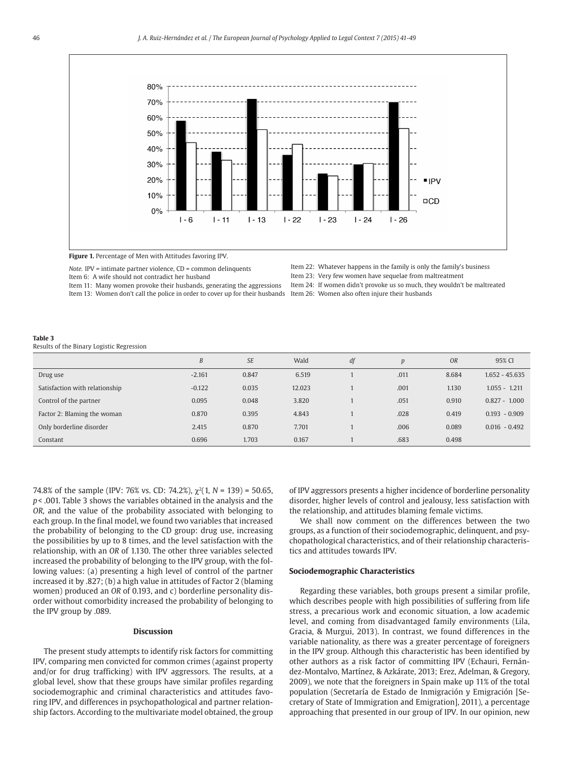**Figure 1.** Percentage of Men with Attitudes favoring IPV.

*Note.* IPV = intimate partner violence, CD = common delinquents
Item 6: A wife should not contradict her husband
Item 11: Many women provoke their husbands, generating the aggressions
Item 13: Women don't call the police in order to cover up for their husbands
Item 22: Whatever happens in the family is only the family's business
Item 23: Very few women have sequelae from maltreatment
Item 24: If women didn't provoke us so much, they wouldn't be maltreated
Item 26: Women also often injure their husbands

**Table 3**
Results of the Binary Logistic Regression

| | *B* | *SE* | Wald | *df* | *p* | *OR* | 95% CI |
|---|---|---|---|---|---|---|---|
| Drug use | -2.161 | 0.847 | 6.519 | 1 | .011 | 8.684 | 1.652 - 45.635 |
| Satisfaction with relationship | -0.122 | 0.035 | 12.023 | 1 | .001 | 1.130 | 1.055 - 1.211 |
| Control of the partner | 0.095 | 0.048 | 3.820 | 1 | .051 | 0.910 | 0.827 - 1.000 |
| Factor 2: Blaming the woman | 0.870 | 0.395 | 4.843 | 1 | .028 | 0.419 | 0.193 - 0.909 |
| Only borderline disorder | 2.415 | 0.870 | 7.701 | 1 | .006 | 0.089 | 0.016 - 0.492 |
| Constant | 0.696 | 1.703 | 0.167 | 1 | .683 | 0.498 | |

74.8% of the sample (IPV: 76% vs. CD: 74.2%), $\chi^2(1, N = 139) = 50.65$, $p < .001$. Table 3 shows the variables obtained in the analysis and the *OR*, and the value of the probability associated with belonging to each group. In the final model, we found two variables that increased the probability of belonging to the CD group: drug use, increasing the possibilities by up to 8 times, and the level satisfaction with the relationship, with an *OR* of 1.130. The other three variables selected increased the probability of belonging to the IPV group, with the following values: (a) presenting a high level of control of the partner increased it by .827; (b) a high value in attitudes of Factor 2 (blaming women) produced an *OR* of 0.193, and c) borderline personality disorder without comorbidity increased the probability of belonging to the IPV group by .089.

## Discussion

The present study attempts to identify risk factors for committing IPV, comparing men convicted for common crimes (against property and/or for drug trafficking) with IPV aggressors. The results, at a global level, show that these groups have similar profiles regarding sociodemographic and criminal characteristics and attitudes favoring IPV, and differences in psychopathological and partner relationship factors. According to the multivariate model obtained, the group of IPV aggressors presents a higher incidence of borderline personality disorder, higher levels of control and jealousy, less satisfaction with the relationship, and attitudes blaming female victims.

We shall now comment on the differences between the two groups, as a function of their sociodemographic, delinquent, and psychopathological characteristics, and of their relationship characteristics and attitudes towards IPV.

### Sociodemographic Characteristics

Regarding these variables, both groups present a similar profile, which describes people with high possibilities of suffering from life stress, a precarious work and economic situation, a low academic level, and coming from disadvantaged family environments (Lila, Gracia, & Murgui, 2013). In contrast, we found differences in the variable nationality, as there was a greater percentage of foreigners in the IPV group. Although this characteristic has been identified by other authors as a risk factor of committing IPV (Echauri, Fernández-Montalvo, Martínez, & Azkárate, 2013; Erez, Adelman, & Gregory, 2009), we note that the foreigners in Spain make up 11% of the total population (Secretaría de Estado de Inmigración y Emigración [Secretary of State of Immigration and Emigration], 2011), a percentage approaching that presented in our group of IPV. In our opinion, new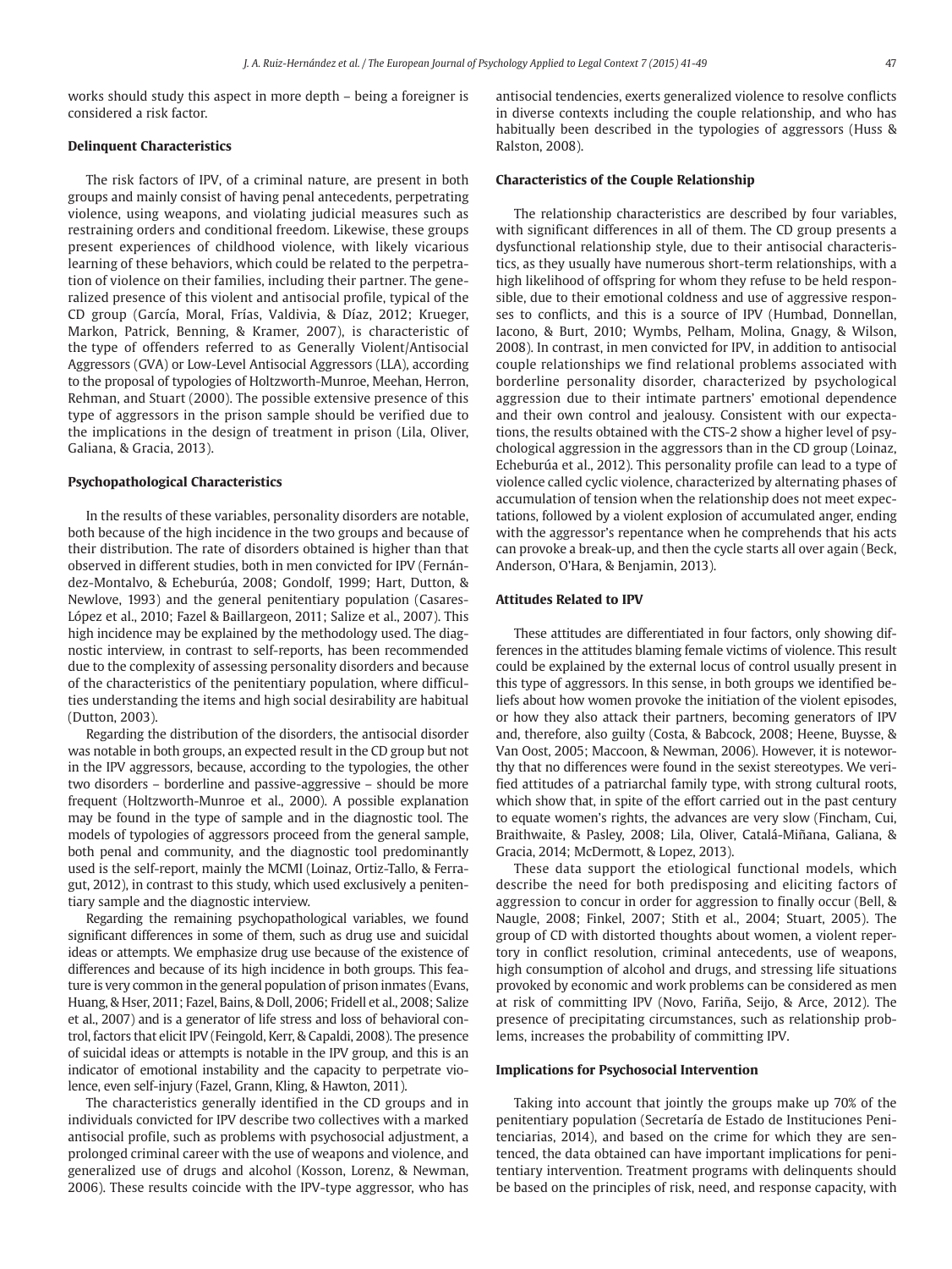works should study this aspect in more depth – being a foreigner is considered a risk factor.

### Delinquent Characteristics

The risk factors of IPV, of a criminal nature, are present in both groups and mainly consist of having penal antecedents, perpetrating violence, using weapons, and violating judicial measures such as restraining orders and conditional freedom. Likewise, these groups present experiences of childhood violence, with likely vicarious learning of these behaviors, which could be related to the perpetration of violence on their families, including their partner. The generalized presence of this violent and antisocial profile, typical of the CD group (García, Moral, Frías, Valdivia, & Díaz, 2012; Krueger, Markon, Patrick, Benning, & Kramer, 2007), is characteristic of the type of offenders referred to as Generally Violent/Antisocial Aggressors (GVA) or Low-Level Antisocial Aggressors (LLA), according to the proposal of typologies of Holtzworth-Munroe, Meehan, Herron, Rehman, and Stuart (2000). The possible extensive presence of this type of aggressors in the prison sample should be verified due to the implications in the design of treatment in prison (Lila, Oliver, Galiana, & Gracia, 2013).

### Psychopathological Characteristics

In the results of these variables, personality disorders are notable, both because of the high incidence in the two groups and because of their distribution. The rate of disorders obtained is higher than that observed in different studies, both in men convicted for IPV (Fernández-Montalvo, & Echeburúa, 2008; Gondolf, 1999; Hart, Dutton, & Newlove, 1993) and the general penitentiary population (Casares-López et al., 2010; Fazel & Baillargeon, 2011; Salize et al., 2007). This high incidence may be explained by the methodology used. The diagnostic interview, in contrast to self-reports, has been recommended due to the complexity of assessing personality disorders and because of the characteristics of the penitentiary population, where difficulties understanding the items and high social desirability are habitual (Dutton, 2003).

Regarding the distribution of the disorders, the antisocial disorder was notable in both groups, an expected result in the CD group but not in the IPV aggressors, because, according to the typologies, the other two disorders – borderline and passive-aggressive – should be more frequent (Holtzworth-Munroe et al., 2000). A possible explanation may be found in the type of sample and in the diagnostic tool. The models of typologies of aggressors proceed from the general sample, both penal and community, and the diagnostic tool predominantly used is the self-report, mainly the MCMI (Loinaz, Ortiz-Tallo, & Ferragut, 2012), in contrast to this study, which used exclusively a penitentiary sample and the diagnostic interview.

Regarding the remaining psychopathological variables, we found significant differences in some of them, such as drug use and suicidal ideas or attempts. We emphasize drug use because of the existence of differences and because of its high incidence in both groups. This feature is very common in the general population of prison inmates (Evans, Huang, & Hser, 2011; Fazel, Bains, & Doll, 2006; Fridell et al., 2008; Salize et al., 2007) and is a generator of life stress and loss of behavioral control, factors that elicit IPV (Feingold, Kerr, & Capaldi, 2008). The presence of suicidal ideas or attempts is notable in the IPV group, and this is an indicator of emotional instability and the capacity to perpetrate violence, even self-injury (Fazel, Grann, Kling, & Hawton, 2011).

The characteristics generally identified in the CD groups and in individuals convicted for IPV describe two collectives with a marked antisocial profile, such as problems with psychosocial adjustment, a prolonged criminal career with the use of weapons and violence, and generalized use of drugs and alcohol (Kosson, Lorenz, & Newman, 2006). These results coincide with the IPV-type aggressor, who has antisocial tendencies, exerts generalized violence to resolve conflicts in diverse contexts including the couple relationship, and who has habitually been described in the typologies of aggressors (Huss & Ralston, 2008).

### Characteristics of the Couple Relationship

The relationship characteristics are described by four variables, with significant differences in all of them. The CD group presents a dysfunctional relationship style, due to their antisocial characteristics, as they usually have numerous short-term relationships, with a high likelihood of offspring for whom they refuse to be held responsible, due to their emotional coldness and use of aggressive responses to conflicts, and this is a source of IPV (Humbad, Donnellan, Iacono, & Burt, 2010; Wymbs, Pelham, Molina, Gnagy, & Wilson, 2008). In contrast, in men convicted for IPV, in addition to antisocial couple relationships we find relational problems associated with borderline personality disorder, characterized by psychological aggression due to their intimate partners' emotional dependence and their own control and jealousy. Consistent with our expectations, the results obtained with the CTS-2 show a higher level of psychological aggression in the aggressors than in the CD group (Loinaz, Echeburúa et al., 2012). This personality profile can lead to a type of violence called cyclic violence, characterized by alternating phases of accumulation of tension when the relationship does not meet expectations, followed by a violent explosion of accumulated anger, ending with the aggressor's repentance when he comprehends that his acts can provoke a break-up, and then the cycle starts all over again (Beck, Anderson, O'Hara, & Benjamin, 2013).

### Attitudes Related to IPV

These attitudes are differentiated in four factors, only showing differences in the attitudes blaming female victims of violence. This result could be explained by the external locus of control usually present in this type of aggressors. In this sense, in both groups we identified beliefs about how women provoke the initiation of the violent episodes, or how they also attack their partners, becoming generators of IPV and, therefore, also guilty (Costa, & Babcock, 2008; Heene, Buysse, & Van Oost, 2005; Maccoon, & Newman, 2006). However, it is noteworthy that no differences were found in the sexist stereotypes. We verified attitudes of a patriarchal family type, with strong cultural roots, which show that, in spite of the effort carried out in the past century to equate women's rights, the advances are very slow (Fincham, Cui, Braithwaite, & Pasley, 2008; Lila, Oliver, Catalá-Miñana, Galiana, & Gracia, 2014; McDermott, & Lopez, 2013).

These data support the etiological functional models, which describe the need for both predisposing and eliciting factors of aggression to concur in order for aggression to finally occur (Bell, & Naugle, 2008; Finkel, 2007; Stith et al., 2004; Stuart, 2005). The group of CD with distorted thoughts about women, a violent repertory in conflict resolution, criminal antecedents, use of weapons, high consumption of alcohol and drugs, and stressing life situations provoked by economic and work problems can be considered as men at risk of committing IPV (Novo, Fariña, Seijo, & Arce, 2012). The presence of precipitating circumstances, such as relationship problems, increases the probability of committing IPV.

### Implications for Psychosocial Intervention

Taking into account that jointly the groups make up 70% of the penitentiary population (Secretaría de Estado de Instituciones Penitenciarias, 2014), and based on the crime for which they are sentenced, the data obtained can have important implications for penitentiary intervention. Treatment programs with delinquents should be based on the principles of risk, need, and response capacity, with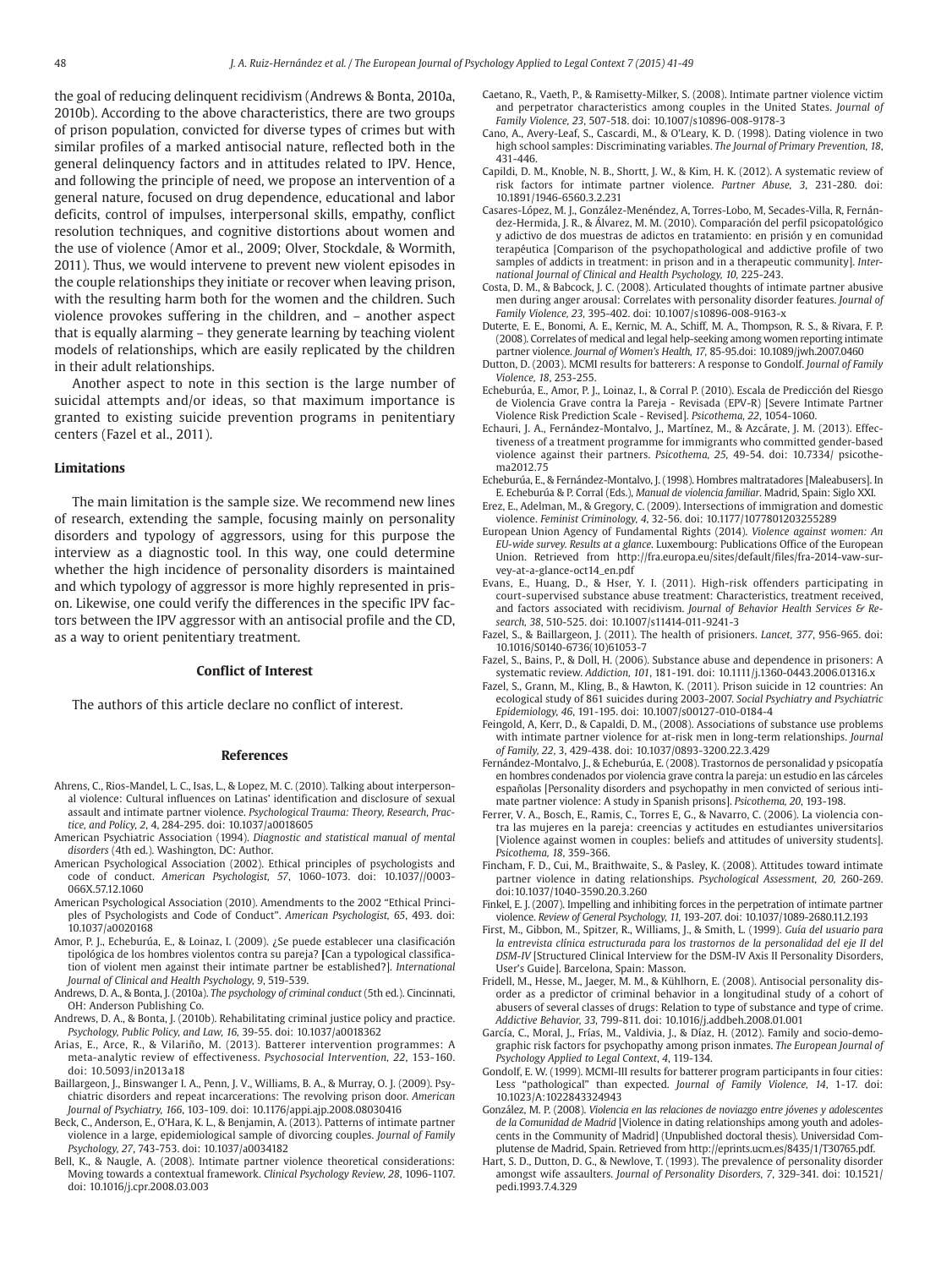the goal of reducing delinquent recidivism (Andrews & Bonta, 2010a, 2010b). According to the above characteristics, there are two groups of prison population, convicted for diverse types of crimes but with similar profiles of a marked antisocial nature, reflected both in the general delinquency factors and in attitudes related to IPV. Hence, and following the principle of need, we propose an intervention of a general nature, focused on drug dependence, educational and labor deficits, control of impulses, interpersonal skills, empathy, conflict resolution techniques, and cognitive distortions about women and the use of violence (Amor et al., 2009; Olver, Stockdale, & Wormith, 2011). Thus, we would intervene to prevent new violent episodes in the couple relationships they initiate or recover when leaving prison, with the resulting harm both for the women and the children. Such violence provokes suffering in the children, and – another aspect that is equally alarming – they generate learning by teaching violent models of relationships, which are easily replicated by the children in their adult relationships.

Another aspect to note in this section is the large number of suicidal attempts and/or ideas, so that maximum importance is granted to existing suicide prevention programs in penitentiary centers (Fazel et al., 2011).

## Limitations

The main limitation is the sample size. We recommend new lines of research, extending the sample, focusing mainly on personality disorders and typology of aggressors, using for this purpose the interview as a diagnostic tool. In this way, one could determine whether the high incidence of personality disorders is maintained and which typology of aggressor is more highly represented in prison. Likewise, one could verify the differences in the specific IPV factors between the IPV aggressor with an antisocial profile and the CD, as a way to orient penitentiary treatment.

## Conflict of Interest

The authors of this article declare no conflict of interest.

## References

Ahrens, C., Rios-Mandel, L. C., Isas, L., & Lopez, M. C. (2010). Talking about interpersonal violence: Cultural influences on Latinas' identification and disclosure of sexual assault and intimate partner violence. *Psychological Trauma: Theory, Research, Practice, and Policy, 2*, 4, 284-295. doi: 10.1037/a0018605

American Psychiatric Association (1994). *Diagnostic and statistical manual of mental disorders* (4th ed.). Washington, DC: Author.

American Psychological Association (2002). Ethical principles of psychologists and code of conduct. *American Psychologist, 57*, 1060-1073. doi: 10.1037//0003-066X.57.12.1060

American Psychological Association (2010). Amendments to the 2002 "Ethical Principles of Psychologists and Code of Conduct". *American Psychologist, 65*, 493. doi: 10.1037/a0020168

Amor, P. J., Echeburúa, E., & Loinaz, I. (2009). ¿Se puede establecer una clasificación tipológica de los hombres violentos contra su pareja? [Can a typological classification of violent men against their intimate partner be established?]. *International Journal of Clinical and Health Psychology, 9*, 519-539.

Andrews, D. A., & Bonta, J. (2010a). *The psychology of criminal conduct* (5th ed.). Cincinnati, OH: Anderson Publishing Co.

Andrews, D. A., & Bonta, J. (2010b). Rehabilitating criminal justice policy and practice. *Psychology, Public Policy, and Law, 16*, 39-55. doi: 10.1037/a0018362

Arias, E., Arce, R., & Vilariño, M. (2013). Batterer intervention programmes: A meta-analytic review of effectiveness. *Psychosocial Intervention, 22*, 153-160. doi: 10.5093/in2013a18

Baillargeon, J., Binswanger I. A., Penn, J. V., Williams, B. A., & Murray, O. J. (2009). Psychiatric disorders and repeat incarcerations: The revolving prison door. *American Journal of Psychiatry, 166*, 103-109. doi: 10.1176/appi.ajp.2008.08030416

Beck, C., Anderson, E., O'Hara, K. L., & Benjamin, A. (2013). Patterns of intimate partner violence in a large, epidemiological sample of divorcing couples. *Journal of Family Psychology, 27*, 743-753. doi: 10.1037/a0034182

Bell, K., & Naugle, A. (2008). Intimate partner violence theoretical considerations: Moving towards a contextual framework. *Clinical Psychology Review, 28*, 1096-1107. doi: 10.1016/j.cpr.2008.03.003

Caetano, R., Vaeth, P., & Ramisetty-Milker, S. (2008). Intimate partner violence victim and perpetrator characteristics among couples in the United States. *Journal of Family Violence, 23*, 507-518. doi: 10.1007/s10896-008-9178-3

Cano, A., Avery-Leaf, S., Cascardi, M., & O'Leary, K. D. (1998). Dating violence in two high school samples: Discriminating variables. *The Journal of Primary Prevention, 18*, 431-446.

Capildi, D. M., Knoble, N. B., Shortt, J. W., & Kim, H. K. (2012). A systematic review of risk factors for intimate partner violence. *Partner Abuse, 3*, 231-280. doi: 10.1891/1946-6560.3.2.231

Casares-López, M. J., González-Menéndez, A, Torres-Lobo, M, Secades-Villa, R, Fernández-Hermida, J. R., & Álvarez, M. M. (2010). Comparación del perfil psicopatológico y adictivo de dos muestras de adictos en tratamiento: en prisión y en comunidad terapéutica [Comparison of the psychopathological and addictive profile of two samples of addicts in treatment: in prison and in a therapeutic community]. *International Journal of Clinical and Health Psychology, 10*, 225-243.

Costa, D. M., & Babcock, J. C. (2008). Articulated thoughts of intimate partner abusive men during anger arousal: Correlates with personality disorder features. *Journal of Family Violence, 23*, 395-402. doi: 10.1007/s10896-008-9163-x

Duterte, E. E., Bonomi, A. E., Kernic, M. A., Schiff, M. A., Thompson, R. S., & Rivara, F. P. (2008). Correlates of medical and legal help-seeking among women reporting intimate partner violence. *Journal of Women's Health, 17*, 85-95.doi: 10.1089/jwh.2007.0460

Dutton, D. (2003). MCMI results for batterers: A response to Gondolf. *Journal of Family Violence, 18*, 253-255.

Echeburúa, E., Amor, P. J., Loinaz, I., & Corral P. (2010). Escala de Predicción del Riesgo de Violencia Grave contra la Pareja - Revisada (EPV-R) [Severe Intimate Partner Violence Risk Prediction Scale - Revised]. *Psicothema, 22*, 1054-1060.

Echauri, J. A., Fernández-Montalvo, J., Martínez, M., & Azcárate, J. M. (2013). Effectiveness of a treatment programme for immigrants who committed gender-based violence against their partners. *Psicothema, 25*, 49-54. doi: 10.7334/ psicothema2012.75

Echeburúa, E., & Fernández-Montalvo, J. (1998). Hombres maltratadores [Maleabusers]. In E. Echeburúa & P. Corral (Eds.), *Manual de violencia familiar*. Madrid, Spain: Siglo XXI.

Erez, E., Adelman, M., & Gregory, C. (2009). Intersections of immigration and domestic violence. *Feminist Criminology, 4*, 32-56. doi: 10.1177/1077801203255289

European Union Agency of Fundamental Rights (2014). *Violence against women: An EU-wide survey. Results at a glance*. Luxembourg: Publications Office of the European Union. Retrieved from http://fra.europa.eu/sites/default/files/fra-2014-vaw-survey-at-a-glance-oct14_en.pdf

Evans, E., Huang, D., & Hser, Y. I. (2011). High-risk offenders participating in court-supervised substance abuse treatment: Characteristics, treatment received, and factors associated with recidivism. *Journal of Behavior Health Services & Research, 38*, 510-525. doi: 10.1007/s11414-011-9241-3

Fazel, S., & Baillargeon, J. (2011). The health of prisioners. *Lancet, 377*, 956-965. doi: 10.1016/S0140-6736(10)61053-7

Fazel, S., Bains, P., & Doll, H. (2006). Substance abuse and dependence in prisoners: A systematic review. *Addiction, 101*, 181-191. doi: 10.1111/j.1360-0443.2006.01316.x

Fazel, S., Grann, M., Kling, B., & Hawton, K. (2011). Prison suicide in 12 countries: An ecological study of 861 suicides during 2003-2007. *Social Psychiatry and Psychiatric Epidemiology, 46*, 191-195. doi: 10.1007/s00127-010-0184-4

Feingold, A, Kerr, D., & Capaldi, D. M., (2008). Associations of substance use problems with intimate partner violence for at-risk men in long-term relationships. *Journal of Family, 22*, 3, 429-438. doi: 10.1037/0893-3200.22.3.429

Fernández-Montalvo, J., & Echeburúa, E. (2008). Trastornos de personalidad y psicopatía en hombres condenados por violencia grave contra la pareja: un estudio en las cárceles españolas [Personality disorders and psychopathy in men convicted of serious intimate partner violence: A study in Spanish prisons]. *Psicothema, 20*, 193-198.

Ferrer, V. A., Bosch, E., Ramis, C., Torres, E, G., & Navarro, C. (2006). La violencia contra las mujeres en la pareja: creencias y actitudes en estudiantes universitarios [Violence against women in couples: beliefs and attitudes of university students]. *Psicothema, 18*, 359-366.

Fincham, F. D., Cui, M., Braithwaite, S., & Pasley, K. (2008). Attitudes toward intimate partner violence in dating relationships. *Psychological Assessment, 20*, 260-269. doi:10.1037/1040-3590.20.3.260

Finkel, E. J. (2007). Impelling and inhibiting forces in the perpetration of intimate partner violence. *Review of General Psychology, 11*, 193-207. doi: 10.1037/1089-2680.11.2.193

First, M., Gibbon, M., Spitzer, R., Williams, J., & Smith, L. (1999). *Guía del usuario para la entrevista clínica estructurada para los trastornos de la personalidad del eje II del DSM-IV* [Structured Clinical Interview for the DSM-IV Axis II Personality Disorders, User's Guide]. Barcelona, Spain: Masson.

Fridell, M., Hesse, M., Jaeger, M. M., & Kühlhorn, E. (2008). Antisocial personality disorder as a predictor of criminal behavior in a longitudinal study of a cohort of abusers of several classes of drugs: Relation to type of substance and type of crime. *Addictive Behavior, 33*, 799-811. doi: 10.1016/j.addbeh.2008.01.001

García, C., Moral, J., Frías, M., Valdivia, J., & Díaz, H. (2012). Family and socio-demographic risk factors for psychopathy among prison inmates. *The European Journal of Psychology Applied to Legal Context, 4*, 119-134.

Gondolf, E. W. (1999). MCMI-III results for batterer program participants in four cities: Less "pathological" than expected. *Journal of Family Violence, 14*, 1-17. doi: 10.1023/A:1022843324943

González, M. P. (2008). *Violencia en las relaciones de noviazgo entre jóvenes y adolescentes de la Comunidad de Madrid* [Violence in dating relationships among youth and adolescents in the Community of Madrid] (Unpublished doctoral thesis). Universidad Complutense de Madrid, Spain. Retrieved from http://eprints.ucm.es/8435/1/T30765.pdf.

Hart, S. D., Dutton, D. G., & Newlove, T. (1993). The prevalence of personality disorder amongst wife assaulters. *Journal of Personality Disorders, 7*, 329-341. doi: 10.1521/pedi.1993.7.4.329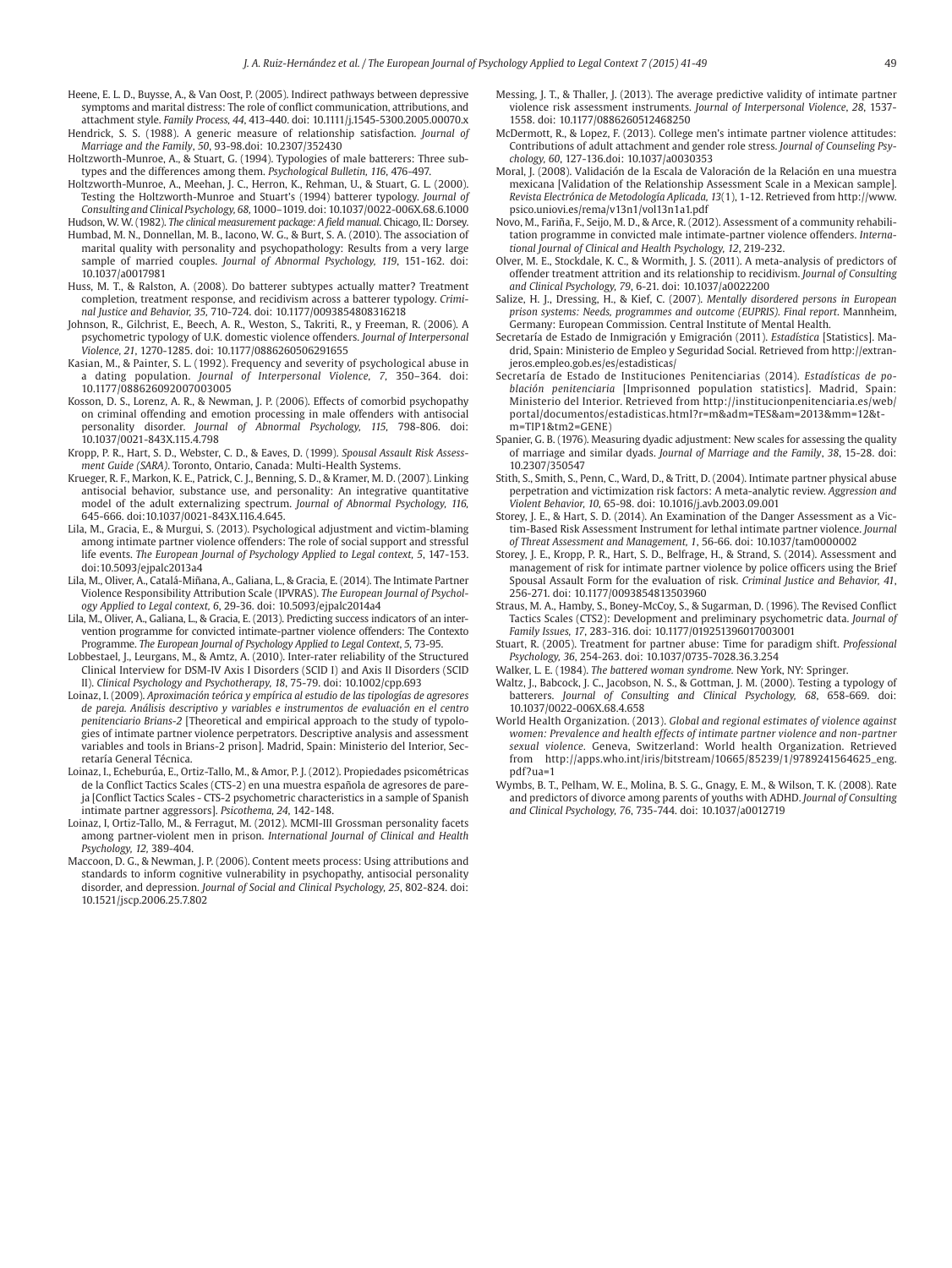Heene, E. L. D., Buysse, A., & Van Oost, P. (2005). Indirect pathways between depressive symptoms and marital distress: The role of conflict communication, attributions, and attachment style. *Family Process, 44*, 413-440. doi: 10.1111/j.1545-5300.2005.00070.x

Hendrick, S. S. (1988). A generic measure of relationship satisfaction. *Journal of Marriage and the Family*, *50*, 93-98.doi: 10.2307/352430

Holtzworth-Munroe, A., & Stuart, G. L. (1994). Typologies of male batterers: Three subtypes and the differences among them. *Psychological Bulletin, 116*, 476-497.

Holtzworth-Munroe, A., Meehan, J. C., Herron, K., Rehman, U., & Stuart, G. L. (2000). Testing the Holtzworth-Munroe and Stuart's (1994) batterer typology. *Journal of Consulting and Clinical Psychology, 68*, 1000–1019. doi: 10.1037/0022-006X.68.6.1000

Hudson, W. W. (1982). *The clinical measurement package: A field manual*. Chicago, IL: Dorsey.

Humbad, M. N., Donnellan, M. B., Iacono, W. G., & Burt, S. A. (2010). The association of marital quality with personality and psychopathology: Results from a very large sample of married couples. *Journal of Abnormal Psychology, 119*, 151-162. doi: 10.1037/a0017981

Huss, M. T., & Ralston, A. (2008). Do batterer subtypes actually matter? Treatment completion, treatment response, and recidivism across a batterer typology. *Criminal Justice and Behavior, 35*, 710-724. doi: 10.1177/0093854808316218

Johnson, R., Gilchrist, E., Beech, A. R., Weston, S., Takriti, R., y Freeman, R. (2006). A psychometric typology of U.K. domestic violence offenders. *Journal of Interpersonal Violence, 21*, 1270-1285. doi: 10.1177/0886260506291655

Kasian, M., & Painter, S. L. (1992). Frequency and severity of psychological abuse in a dating population. *Journal of Interpersonal Violence*, *7*, 350–364. doi: 10.1177/088626092007003005

Kosson, D. S., Lorenz, A. R., & Newman, J. P. (2006). Effects of comorbid psychopathy on criminal offending and emotion processing in male offenders with antisocial personality disorder. *Journal of Abnormal Psychology, 115*, 798-806. doi: 10.1037/0021-843X.115.4.798

Kropp, P. R., Hart, S. D., Webster, C. D., & Eaves, D. (1999). *Spousal Assault Risk Assessment Guide (SARA)*. Toronto, Ontario, Canada: Multi-Health Systems.

Krueger, R. F., Markon, K. E., Patrick, C. J., Benning, S. D., & Kramer, M. D. (2007). Linking antisocial behavior, substance use, and personality: An integrative quantitative model of the adult externalizing spectrum. *Journal of Abnormal Psychology, 116*, 645-666. doi:10.1037/0021-843X.116.4.645.

Lila, M., Gracia, E., & Murgui, S. (2013). Psychological adjustment and victim-blaming among intimate partner violence offenders: The role of social support and stressful life events. *The European Journal of Psychology Applied to Legal context*, *5*, 147-153. doi:10.5093/ejpalc2013a4

Lila, M., Oliver, A., Catalá-Miñana, A., Galiana, L., & Gracia, E. (2014). The Intimate Partner Violence Responsibility Attribution Scale (IPVRAS). *The European Journal of Psychology Applied to Legal context, 6*, 29-36. doi: 10.5093/ejpalc2014a4

Lila, M., Oliver, A., Galiana, L., & Gracia, E. (2013). Predicting success indicators of an intervention programme for convicted intimate-partner violence offenders: The Contexto Programme. *The European Journal of Psychology Applied to Legal Context*, *5*, 73-95.

Lobbestael, J., Leurgans, M., & Amtz, A. (2010). Inter-rater reliability of the Structured Clinical Interview for DSM-IV Axis I Disorders (SCID I) and Axis II Disorders (SCID II). *Clinical Psychology and Psychotherapy, 18*, 75-79. doi: 10.1002/cpp.693

Loinaz, I. (2009). *Aproximación teórica y empírica al estudio de las tipologías de agresores de pareja. Análisis descriptivo y variables e instrumentos de evaluación en el centro penitenciario Brians-2* [Theoretical and empirical approach to the study of typologies of intimate partner violence perpetrators. Descriptive analysis and assessment variables and tools in Brians-2 prison]. Madrid, Spain: Ministerio del Interior, Secretaría General Técnica.

Loinaz, I., Echeburúa, E., Ortiz-Tallo, M., & Amor, P. J. (2012). Propiedades psicométricas de la Conflict Tactics Scales (CTS-2) en una muestra española de agresores de pareja [Conflict Tactics Scales - CTS-2 psychometric characteristics in a sample of Spanish intimate partner aggressors]. *Psicothema, 24*, 142-148.

Loinaz, I, Ortiz-Tallo, M., & Ferragut, M. (2012). MCMI-III Grossman personality facets among partner-violent men in prison. *International Journal of Clinical and Health Psychology, 12*, 389-404.

Maccoon, D. G., & Newman, J. P. (2006). Content meets process: Using attributions and standards to inform cognitive vulnerability in psychopathy, antisocial personality disorder, and depression. *Journal of Social and Clinical Psychology, 25*, 802-824. doi: 10.1521/jscp.2006.25.7.802

Messing, J. T., & Thaller, J. (2013). The average predictive validity of intimate partner violence risk assessment instruments. *Journal of Interpersonal Violence*, *28*, 1537-1558. doi: 10.1177/0886260512468250

McDermott, R., & Lopez, F. (2013). College men's intimate partner violence attitudes: Contributions of adult attachment and gender role stress. *Journal of Counseling Psychology, 60*, 127-136.doi: 10.1037/a0030353

Moral, J. (2008). Validación de la Escala de Valoración de la Relación en una muestra mexicana [Validation of the Relationship Assessment Scale in a Mexican sample]. *Revista Electrónica de Metodología Aplicada, 13*(1), 1-12. Retrieved from http://www.psico.uniovi.es/rema/v13n1/vol13n1a1.pdf

Novo, M., Fariña, F., Seijo, M. D., & Arce, R. (2012). Assessment of a community rehabilitation programme in convicted male intimate-partner violence offenders. *International Journal of Clinical and Health Psychology, 12*, 219-232.

Olver, M. E., Stockdale, K. C., & Wormith, J. S. (2011). A meta-analysis of predictors of offender treatment attrition and its relationship to recidivism. *Journal of Consulting and Clinical Psychology, 79*, 6-21. doi: 10.1037/a0022200

Salize, H. J., Dressing, H., & Kief, C. (2007). *Mentally disordered persons in European prison systems: Needs, programmes and outcome (EUPRIS). Final report*. Mannheim, Germany: European Commission. Central Institute of Mental Health.

Secretaría de Estado de Inmigración y Emigración (2011). *Estadística* [Statistics]. Madrid, Spain: Ministerio de Empleo y Seguridad Social. Retrieved from http://extranjeros.empleo.gob.es/es/estadisticas/

Secretaría de Estado de Instituciones Penitenciarias (2014). *Estadísticas de población penitenciaria* [Imprisonned population statistics]. Madrid, Spain: Ministerio del Interior. Retrieved from http://institucionpenitenciaria.es/web/portal/documentos/estadisticas.html?r=m&adm=TES&am=2013&mm=12&tm=TIP1&tm2=GENE)

Spanier, G. B. (1976). Measuring dyadic adjustment: New scales for assessing the quality of marriage and similar dyads. *Journal of Marriage and the Family*, *38*, 15-28. doi: 10.2307/350547

Stith, S., Smith, S., Penn, C., Ward, D., & Tritt, D. (2004). Intimate partner physical abuse perpetration and victimization risk factors: A meta-analytic review. *Aggression and Violent Behavior, 10*, 65-98. doi: 10.1016/j.avb.2003.09.001

Storey, J. E., & Hart, S. D. (2014). An Examination of the Danger Assessment as a Victim-Based Risk Assessment Instrument for lethal intimate partner violence. *Journal of Threat Assessment and Management, 1*, 56-66. doi: 10.1037/tam0000002

Storey, J. E., Kropp, P. R., Hart, S. D., Belfrage, H., & Strand, S. (2014). Assessment and management of risk for intimate partner violence by police officers using the Brief Spousal Assault Form for the evaluation of risk. *Criminal Justice and Behavior, 41*, 256-271. doi: 10.1177/0093854813503960

Straus, M. A., Hamby, S., Boney-McCoy, S., & Sugarman, D. (1996). The Revised Conflict Tactics Scales (CTS2): Development and preliminary psychometric data. *Journal of Family Issues, 17*, 283-316. doi: 10.1177/019251396017003001

Stuart, R. (2005). Treatment for partner abuse: Time for paradigm shift. *Professional Psychology, 36*, 254-263. doi: 10.1037/0735-7028.36.3.254

Walker, L. E. (1984). *The battered woman syndrome.* New York, NY: Springer.

Waltz, J., Babcock, J. C., Jacobson, N. S., & Gottman, J. M. (2000). Testing a typology of batterers. *Journal of Consulting and Clinical Psychology, 68*, 658-669. doi: 10.1037/0022-006X.68.4.658

World Health Organization. (2013). *Global and regional estimates of violence against women: Prevalence and health effects of intimate partner violence and non-partner sexual violence*. Geneva, Switzerland: World health Organization. Retrieved from http://apps.who.int/iris/bitstream/10665/85239/1/9789241564625_eng.pdf?ua=1

Wymbs, B. T., Pelham, W. E., Molina, B. S. G., Gnagy, E. M., & Wilson, T. K. (2008). Rate and predictors of divorce among parents of youths with ADHD. *Journal of Consulting and Clinical Psychology*, *76*, 735-744. doi: 10.1037/a0012719